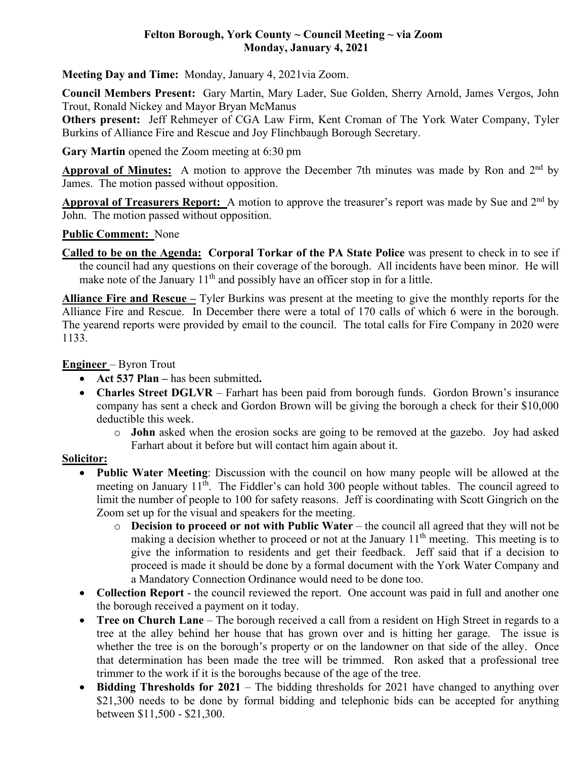# Felton Borough, York County ~ Council Meeting ~ via Zoom
## Monday, January 4, 2021

**Meeting Day and Time:** Monday, January 4, 2021via Zoom.

**Council Members Present:** Gary Martin, Mary Lader, Sue Golden, Sherry Arnold, James Vergos, John Trout, Ronald Nickey and Mayor Bryan McManus

**Others present:** Jeff Rehmeyer of CGA Law Firm, Kent Croman of The York Water Company, Tyler Burkins of Alliance Fire and Rescue and Joy Flinchbaugh Borough Secretary.

**Gary Martin** opened the Zoom meeting at 6:30 pm

**Approval of Minutes:** A motion to approve the December 7th minutes was made by Ron and 2nd by James. The motion passed without opposition.

**Approval of Treasurers Report:** A motion to approve the treasurer's report was made by Sue and 2nd by John. The motion passed without opposition.

**Public Comment:** None

**Called to be on the Agenda:** **Corporal Torkar of the PA State Police** was present to check in to see if the council had any questions on their coverage of the borough. All incidents have been minor. He will make note of the January 11th and possibly have an officer stop in for a little.

**Alliance Fire and Rescue –** Tyler Burkins was present at the meeting to give the monthly reports for the Alliance Fire and Rescue. In December there were a total of 170 calls of which 6 were in the borough. The yearend reports were provided by email to the council. The total calls for Fire Company in 2020 were 1133.

**Engineer** – Byron Trout

- **Act 537 Plan –** has been submitted**.**
- **Charles Street DGLVR** – Farhart has been paid from borough funds. Gordon Brown's insurance company has sent a check and Gordon Brown will be giving the borough a check for their $10,000 deductible this week.
  - **John** asked when the erosion socks are going to be removed at the gazebo. Joy had asked Farhart about it before but will contact him again about it.

**Solicitor:**

- **Public Water Meeting**: Discussion with the council on how many people will be allowed at the meeting on January 11th. The Fiddler's can hold 300 people without tables. The council agreed to limit the number of people to 100 for safety reasons. Jeff is coordinating with Scott Gingrich on the Zoom set up for the visual and speakers for the meeting.
  - **Decision to proceed or not with Public Water** – the council all agreed that they will not be making a decision whether to proceed or not at the January 11th meeting. This meeting is to give the information to residents and get their feedback. Jeff said that if a decision to proceed is made it should be done by a formal document with the York Water Company and a Mandatory Connection Ordinance would need to be done too.
- **Collection Report** - the council reviewed the report. One account was paid in full and another one the borough received a payment on it today.
- **Tree on Church Lane** – The borough received a call from a resident on High Street in regards to a tree at the alley behind her house that has grown over and is hitting her garage. The issue is whether the tree is on the borough's property or on the landowner on that side of the alley. Once that determination has been made the tree will be trimmed. Ron asked that a professional tree trimmer to the work if it is the boroughs because of the age of the tree.
- **Bidding Thresholds for 2021** – The bidding thresholds for 2021 have changed to anything over $21,300 needs to be done by formal bidding and telephonic bids can be accepted for anything between $11,500 - $21,300.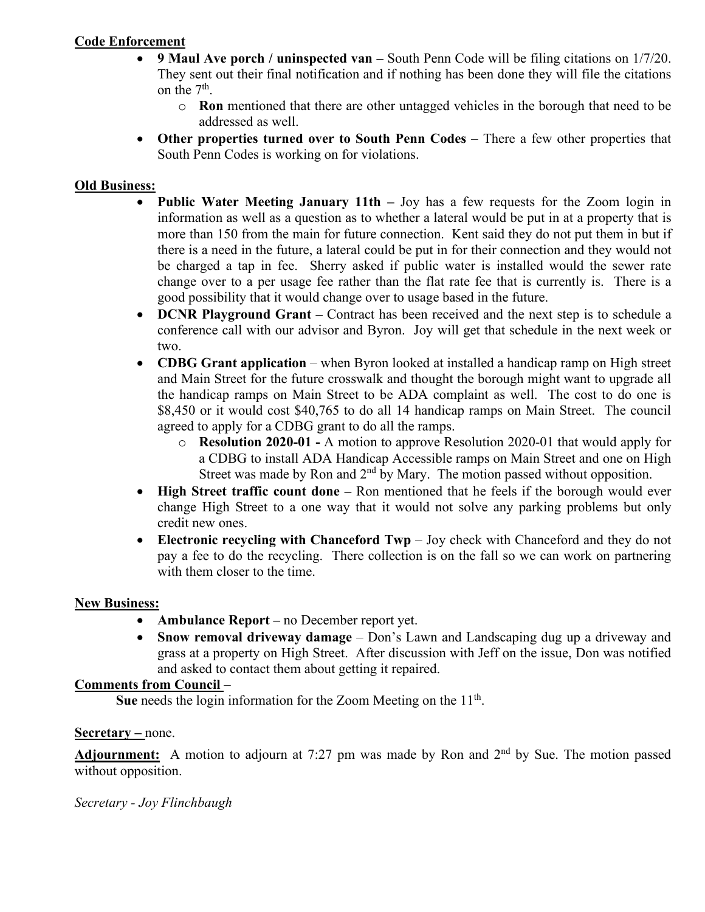**Code Enforcement**

- **9 Maul Ave porch / uninspected van –** South Penn Code will be filing citations on 1/7/20. They sent out their final notification and if nothing has been done they will file the citations on the 7th.
  - **Ron** mentioned that there are other untagged vehicles in the borough that need to be addressed as well.
- **Other properties turned over to South Penn Codes** – There a few other properties that South Penn Codes is working on for violations.

**Old Business:**

- **Public Water Meeting January 11th –** Joy has a few requests for the Zoom login in information as well as a question as to whether a lateral would be put in at a property that is more than 150 from the main for future connection. Kent said they do not put them in but if there is a need in the future, a lateral could be put in for their connection and they would not be charged a tap in fee. Sherry asked if public water is installed would the sewer rate change over to a per usage fee rather than the flat rate fee that is currently is. There is a good possibility that it would change over to usage based in the future.
- **DCNR Playground Grant –** Contract has been received and the next step is to schedule a conference call with our advisor and Byron. Joy will get that schedule in the next week or two.
- **CDBG Grant application** – when Byron looked at installed a handicap ramp on High street and Main Street for the future crosswalk and thought the borough might want to upgrade all the handicap ramps on Main Street to be ADA complaint as well. The cost to do one is $8,450 or it would cost $40,765 to do all 14 handicap ramps on Main Street. The council agreed to apply for a CDBG grant to do all the ramps.
  - **Resolution 2020-01 -** A motion to approve Resolution 2020-01 that would apply for a CDBG to install ADA Handicap Accessible ramps on Main Street and one on High Street was made by Ron and 2nd by Mary. The motion passed without opposition.
- **High Street traffic count done –** Ron mentioned that he feels if the borough would ever change High Street to a one way that it would not solve any parking problems but only credit new ones.
- **Electronic recycling with Chanceford Twp** – Joy check with Chanceford and they do not pay a fee to do the recycling. There collection is on the fall so we can work on partnering with them closer to the time.

**New Business:**

- **Ambulance Report –** no December report yet.
- **Snow removal driveway damage** – Don's Lawn and Landscaping dug up a driveway and grass at a property on High Street. After discussion with Jeff on the issue, Don was notified and asked to contact them about getting it repaired.

**Comments from Council** –

**Sue** needs the login information for the Zoom Meeting on the 11th.

**Secretary –** none.

**Adjournment:** A motion to adjourn at 7:27 pm was made by Ron and 2nd by Sue. The motion passed without opposition.

*Secretary - Joy Flinchbaugh*